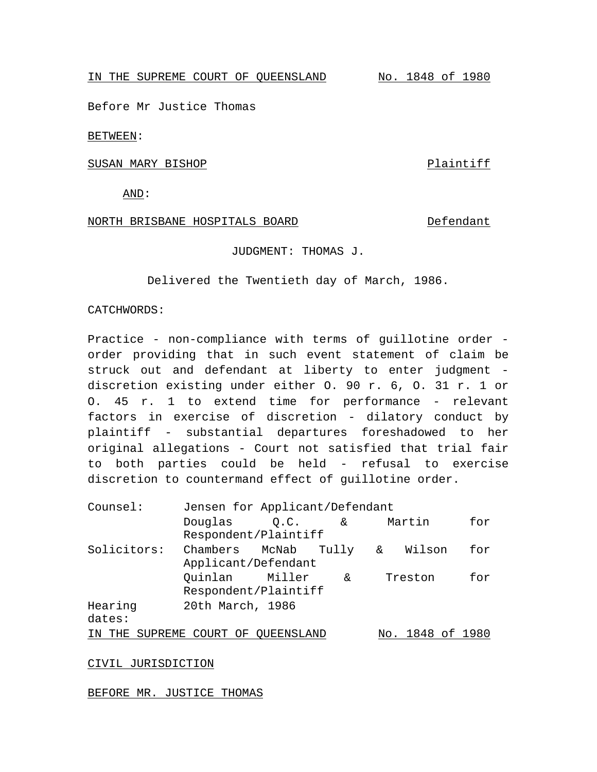IN THE SUPREME COURT OF QUEENSLAND No. 1848 of 1980

Before Mr Justice Thomas

BETWEEN:

SUSAN MARY BISHOP Plaintiff

AND:

NORTH BRISBANE HOSPITALS BOARD Defendant

JUDGMENT: THOMAS J.

Delivered the Twentieth day of March, 1986.

CATCHWORDS:

Practice - non-compliance with terms of guillotine order - order providing that in such event statement of claim be struck out and defendant at liberty to enter judgment - discretion existing under either O. 90 r. 6, O. 31 r. 1 or O. 45 r. 1 to extend time for performance - relevant factors in exercise of discretion - dilatory conduct by plaintiff - substantial departures foreshadowed to her original allegations - Court not satisfied that trial fair to both parties could be held - refusal to exercise discretion to countermand effect of guillotine order.

| | |
|---|---|
| Counsel: | Jensen for Applicant/Defendant |
| | Douglas Q.C. & Martin for Respondent/Plaintiff |
| Solicitors: | Chambers McNab Tully & Wilson for Applicant/Defendant |
| | Quinlan Miller & Treston for Respondent/Plaintiff |
| Hearing dates: | 20th March, 1986 |

IN THE SUPREME COURT OF QUEENSLAND No. 1848 of 1980

CIVIL JURISDICTION

BEFORE MR. JUSTICE THOMAS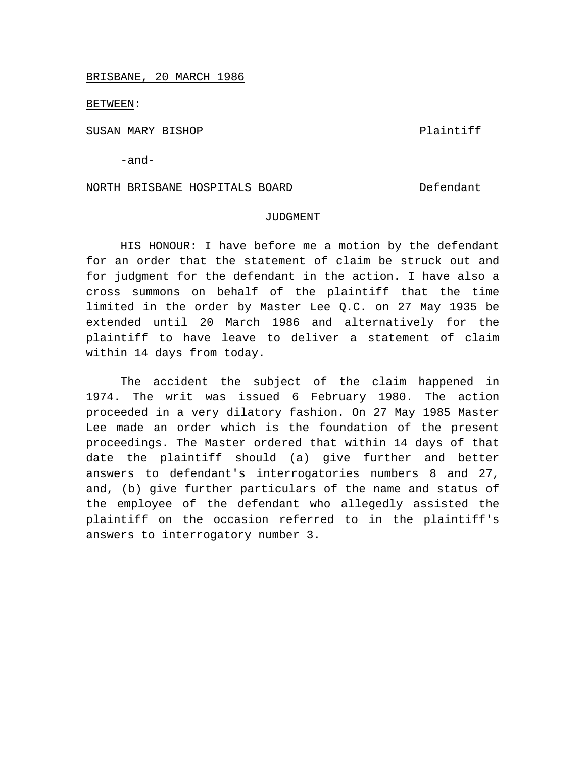BRISBANE, 20 MARCH 1986

BETWEEN:

SUSAN MARY BISHOP — Plaintiff

-and-

NORTH BRISBANE HOSPITALS BOARD — Defendant

## JUDGMENT

HIS HONOUR: I have before me a motion by the defendant for an order that the statement of claim be struck out and for judgment for the defendant in the action. I have also a cross summons on behalf of the plaintiff that the time limited in the order by Master Lee Q.C. on 27 May 1935 be extended until 20 March 1986 and alternatively for the plaintiff to have leave to deliver a statement of claim within 14 days from today.

The accident the subject of the claim happened in 1974. The writ was issued 6 February 1980. The action proceeded in a very dilatory fashion. On 27 May 1985 Master Lee made an order which is the foundation of the present proceedings. The Master ordered that within 14 days of that date the plaintiff should (a) give further and better answers to defendant's interrogatories numbers 8 and 27, and, (b) give further particulars of the name and status of the employee of the defendant who allegedly assisted the plaintiff on the occasion referred to in the plaintiff's answers to interrogatory number 3.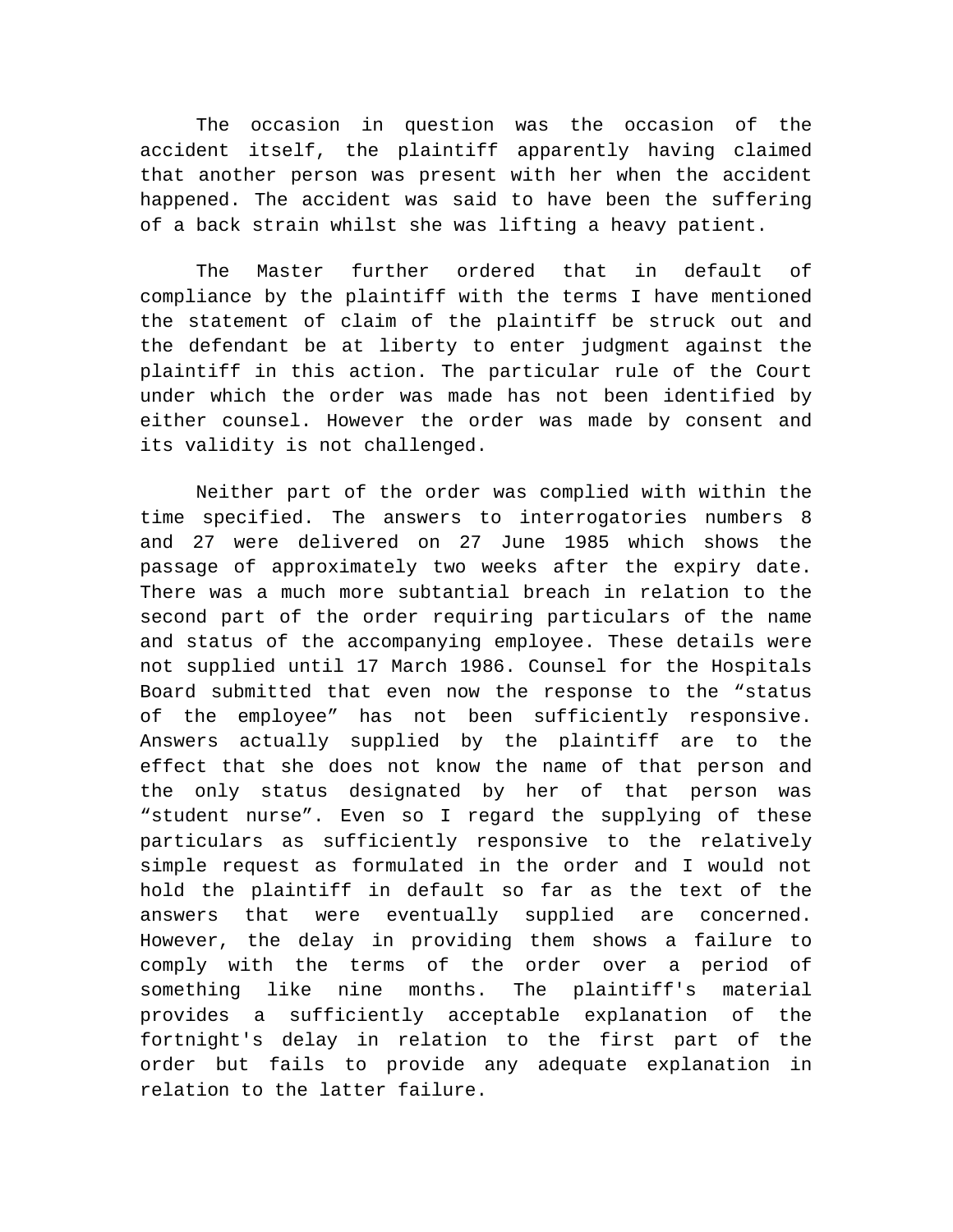The occasion in question was the occasion of the accident itself, the plaintiff apparently having claimed that another person was present with her when the accident happened. The accident was said to have been the suffering of a back strain whilst she was lifting a heavy patient.

The Master further ordered that in default of compliance by the plaintiff with the terms I have mentioned the statement of claim of the plaintiff be struck out and the defendant be at liberty to enter judgment against the plaintiff in this action. The particular rule of the Court under which the order was made has not been identified by either counsel. However the order was made by consent and its validity is not challenged.

Neither part of the order was complied with within the time specified. The answers to interrogatories numbers 8 and 27 were delivered on 27 June 1985 which shows the passage of approximately two weeks after the expiry date. There was a much more subtantial breach in relation to the second part of the order requiring particulars of the name and status of the accompanying employee. These details were not supplied until 17 March 1986. Counsel for the Hospitals Board submitted that even now the response to the "status of the employee" has not been sufficiently responsive. Answers actually supplied by the plaintiff are to the effect that she does not know the name of that person and the only status designated by her of that person was "student nurse". Even so I regard the supplying of these particulars as sufficiently responsive to the relatively simple request as formulated in the order and I would not hold the plaintiff in default so far as the text of the answers that were eventually supplied are concerned. However, the delay in providing them shows a failure to comply with the terms of the order over a period of something like nine months. The plaintiff's material provides a sufficiently acceptable explanation of the fortnight's delay in relation to the first part of the order but fails to provide any adequate explanation in relation to the latter failure.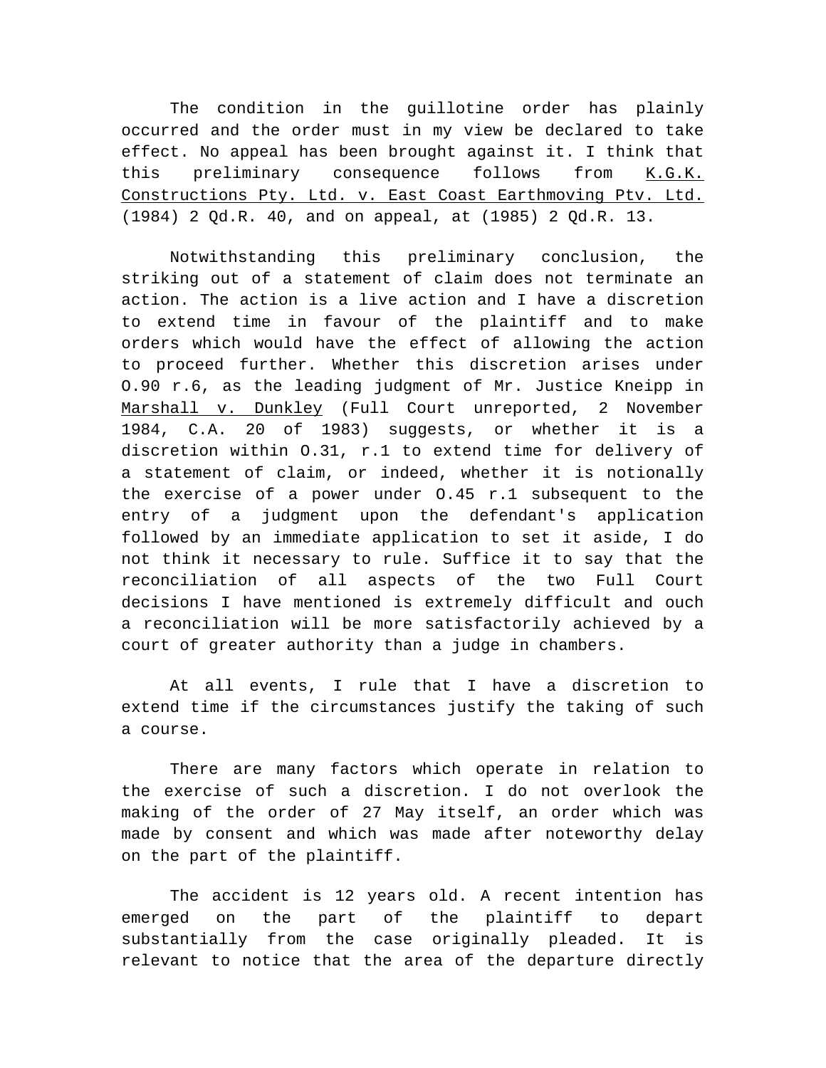The condition in the guillotine order has plainly occurred and the order must in my view be declared to take effect. No appeal has been brought against it. I think that this preliminary consequence follows from K.G.K. Constructions Pty. Ltd. v. East Coast Earthmoving Ptv. Ltd. (1984) 2 Qd.R. 40, and on appeal, at (1985) 2 Qd.R. 13.

Notwithstanding this preliminary conclusion, the striking out of a statement of claim does not terminate an action. The action is a live action and I have a discretion to extend time in favour of the plaintiff and to make orders which would have the effect of allowing the action to proceed further. Whether this discretion arises under O.90 r.6, as the leading judgment of Mr. Justice Kneipp in Marshall v. Dunkley (Full Court unreported, 2 November 1984, C.A. 20 of 1983) suggests, or whether it is a discretion within O.31, r.1 to extend time for delivery of a statement of claim, or indeed, whether it is notionally the exercise of a power under O.45 r.1 subsequent to the entry of a judgment upon the defendant's application followed by an immediate application to set it aside, I do not think it necessary to rule. Suffice it to say that the reconciliation of all aspects of the two Full Court decisions I have mentioned is extremely difficult and ouch a reconciliation will be more satisfactorily achieved by a court of greater authority than a judge in chambers.

At all events, I rule that I have a discretion to extend time if the circumstances justify the taking of such a course.

There are many factors which operate in relation to the exercise of such a discretion. I do not overlook the making of the order of 27 May itself, an order which was made by consent and which was made after noteworthy delay on the part of the plaintiff.

The accident is 12 years old. A recent intention has emerged on the part of the plaintiff to depart substantially from the case originally pleaded. It is relevant to notice that the area of the departure directly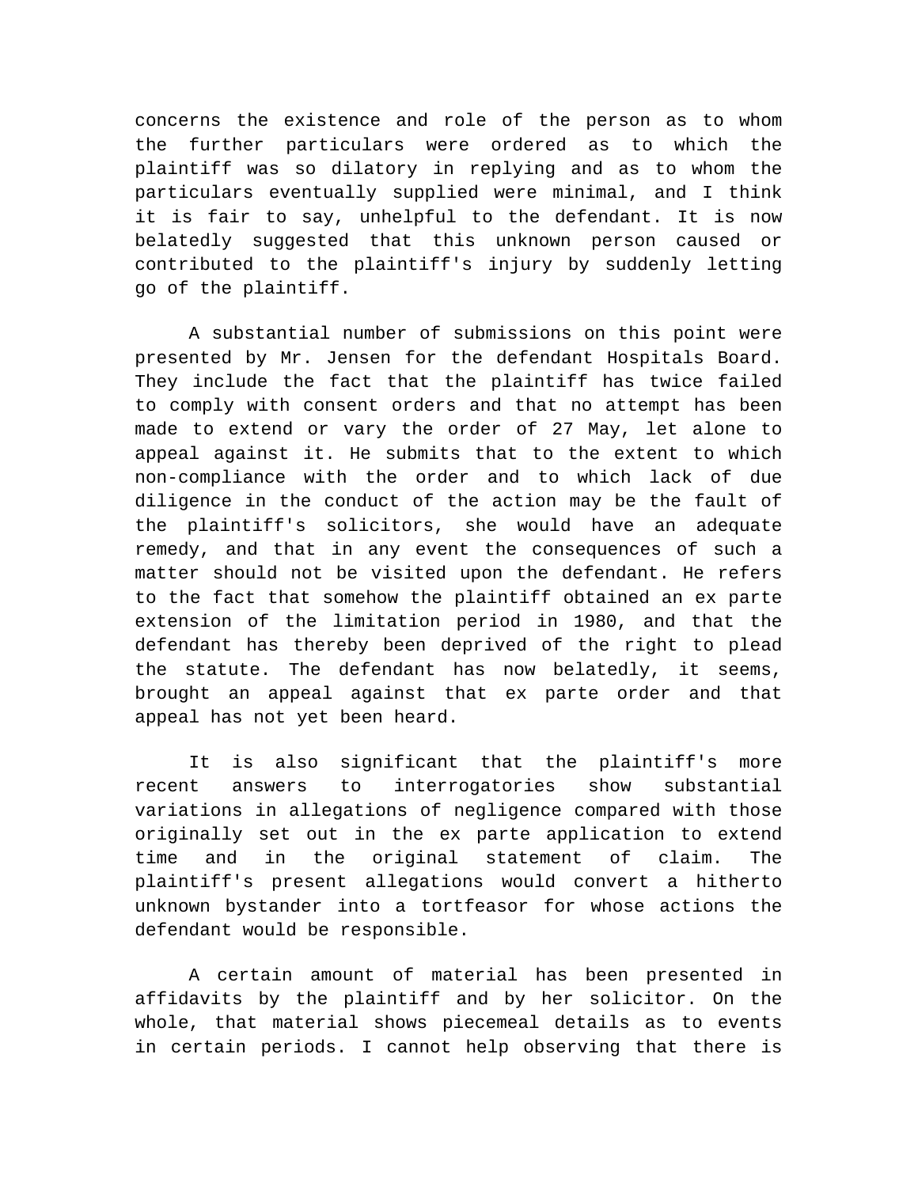concerns the existence and role of the person as to whom the further particulars were ordered as to which the plaintiff was so dilatory in replying and as to whom the particulars eventually supplied were minimal, and I think it is fair to say, unhelpful to the defendant. It is now belatedly suggested that this unknown person caused or contributed to the plaintiff's injury by suddenly letting go of the plaintiff.

A substantial number of submissions on this point were presented by Mr. Jensen for the defendant Hospitals Board. They include the fact that the plaintiff has twice failed to comply with consent orders and that no attempt has been made to extend or vary the order of 27 May, let alone to appeal against it. He submits that to the extent to which non-compliance with the order and to which lack of due diligence in the conduct of the action may be the fault of the plaintiff's solicitors, she would have an adequate remedy, and that in any event the consequences of such a matter should not be visited upon the defendant. He refers to the fact that somehow the plaintiff obtained an ex parte extension of the limitation period in 1980, and that the defendant has thereby been deprived of the right to plead the statute. The defendant has now belatedly, it seems, brought an appeal against that ex parte order and that appeal has not yet been heard.

It is also significant that the plaintiff's more recent answers to interrogatories show substantial variations in allegations of negligence compared with those originally set out in the ex parte application to extend time and in the original statement of claim. The plaintiff's present allegations would convert a hitherto unknown bystander into a tortfeasor for whose actions the defendant would be responsible.

A certain amount of material has been presented in affidavits by the plaintiff and by her solicitor. On the whole, that material shows piecemeal details as to events in certain periods. I cannot help observing that there is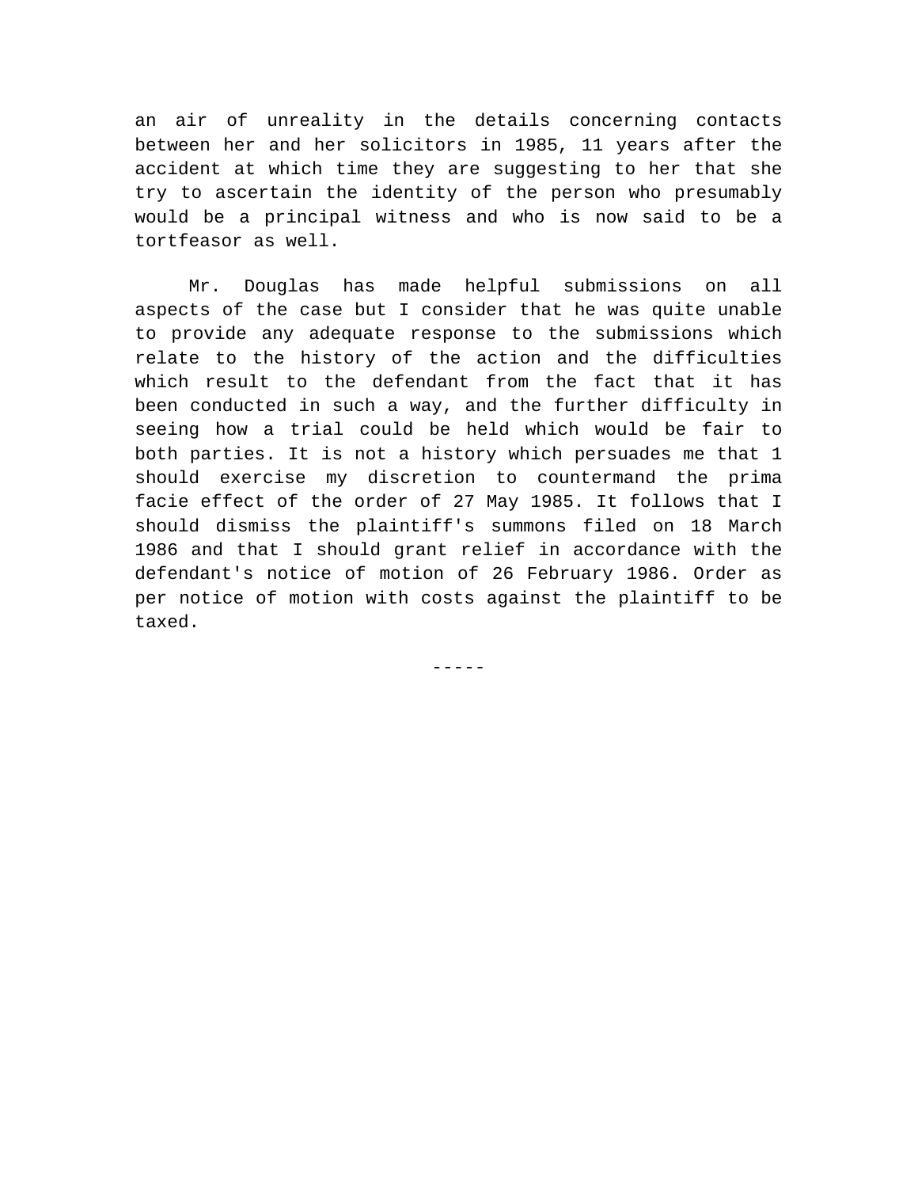an air of unreality in the details concerning contacts between her and her solicitors in 1985, 11 years after the accident at which time they are suggesting to her that she try to ascertain the identity of the person who presumably would be a principal witness and who is now said to be a tortfeasor as well.

Mr. Douglas has made helpful submissions on all aspects of the case but I consider that he was quite unable to provide any adequate response to the submissions which relate to the history of the action and the difficulties which result to the defendant from the fact that it has been conducted in such a way, and the further difficulty in seeing how a trial could be held which would be fair to both parties. It is not a history which persuades me that 1 should exercise my discretion to countermand the prima facie effect of the order of 27 May 1985. It follows that I should dismiss the plaintiff's summons filed on 18 March 1986 and that I should grant relief in accordance with the defendant's notice of motion of 26 February 1986. Order as per notice of motion with costs against the plaintiff to be taxed.

-----